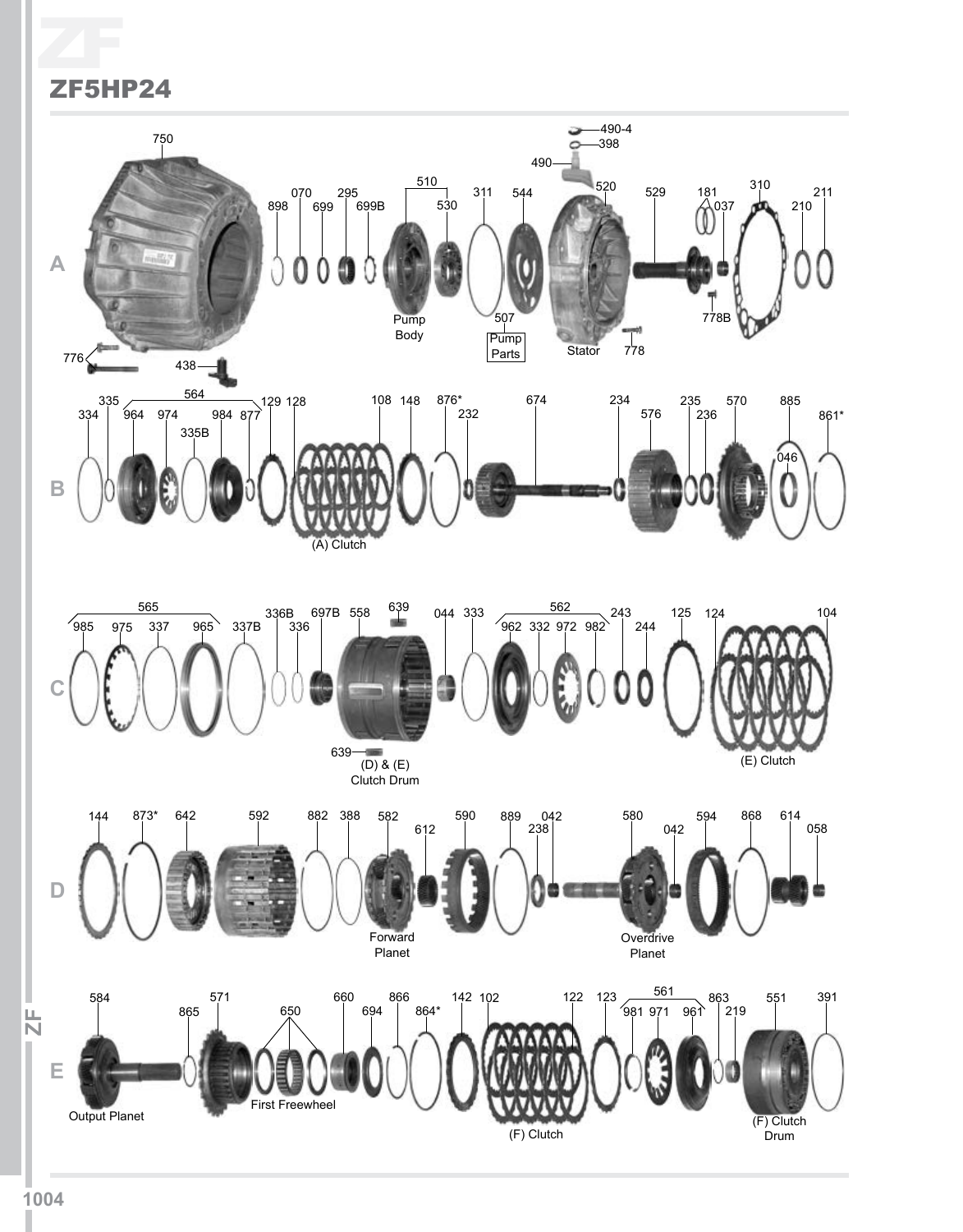# ZF5HP24

**A**

750, 898, 070, 699, 295, 699B, 510, 530, 311, 544, 490-4, 398, 490, 520, 529, 181, 037, 310, 210, 211, 776, 438, 507, 778, 778B

Pump Body

Pump Parts

Stator

**B**

334, 335, 564, 964, 974, 335B, 984, 877, 129, 128, 108, 148, 876*, 232, 674, 234, 576, 235, 236, 570, 885, 046, 861*

(A) Clutch

**C**

565, 985, 975, 337, 965, 337B, 336B, 336, 697B, 558, 639, 044, 333, 562, 962, 332, 972, 982, 243, 244, 125, 124, 104

(D) & (E) Clutch Drum

(E) Clutch

**D**

144, 873*, 642, 592, 882, 388, 582, 612, 590, 889, 238, 042, 580, 042, 594, 868, 614, 058

Forward Planet

Overdrive Planet

**E**

584, 865, 571, 650, 660, 694, 866, 864*, 142, 102, 122, 123, 561, 981, 971, 961, 863, 219, 551, 391

Output Planet

First Freewheel

(F) Clutch

(F) Clutch Drum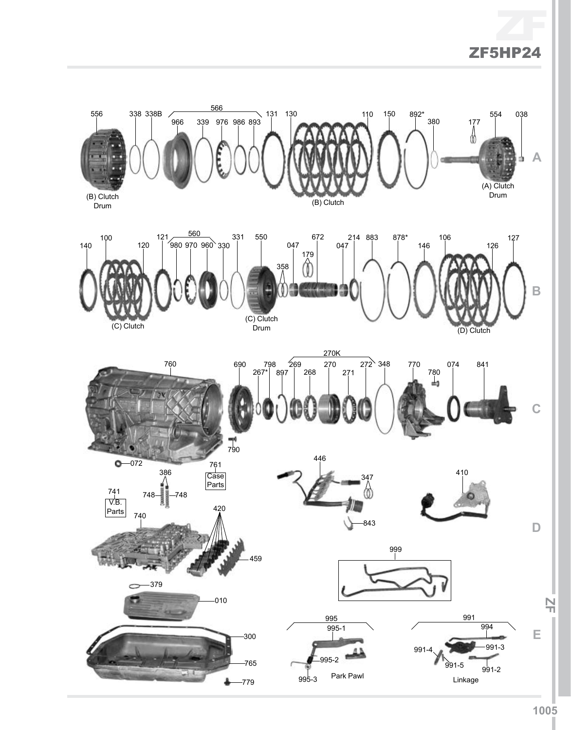# ZF5HP24

**A**

556 338 338B 566 966 339 976 986 893 131 130 110 150 892* 380 177 554 038

(B) Clutch Drum — (B) Clutch — (A) Clutch Drum

**B**

140 100 120 121 560 980 970 960 330 331 550 047 358 179 672 047 214 883 878* 146 106 126 127

(C) Clutch — (C) Clutch Drum — (D) Clutch

**C**

760 690 798 267* 897 270K 269 268 270 271 272 348 770 780 074 841 790

072 761 Case Parts 386 741 V.B. Parts 748 748 740 420 459

**D**

446 347 843 410

379 010 999

300 765 779

**E**

995 995-1 995-2 995-3 Park Pawl

991 994 991-3 991-4 991-5 991-2 Linkage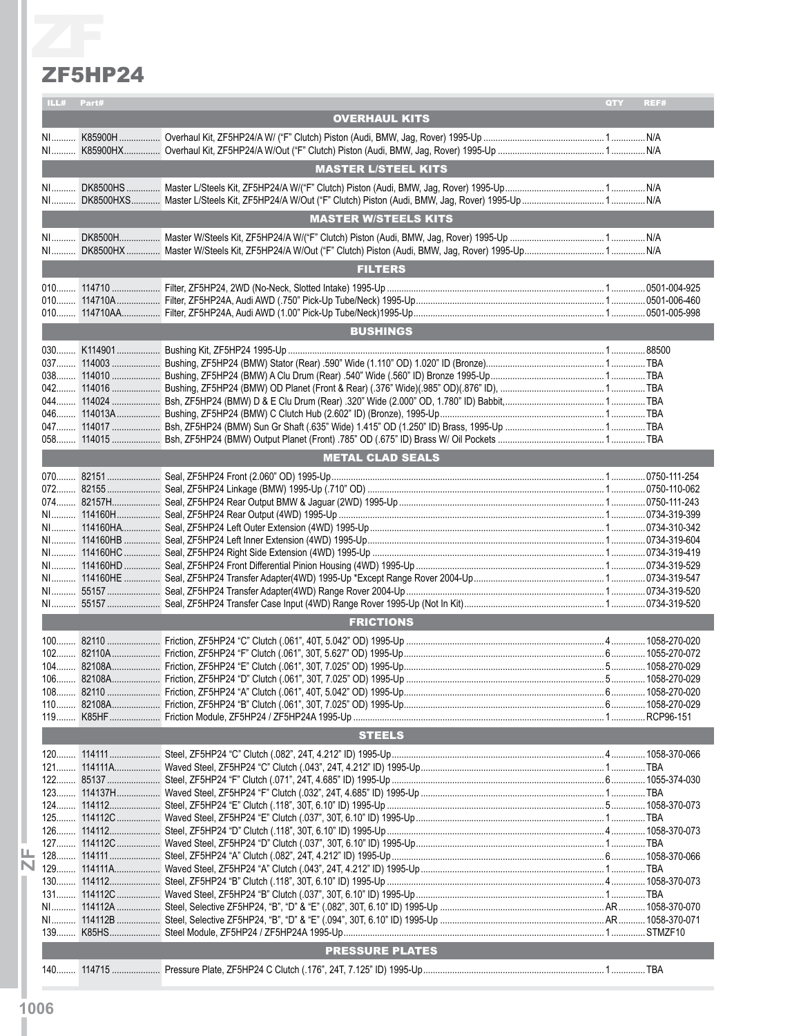# ZF5HP24

| ILL# | Part# | Description | QTY | REF# |
|---|---|---|---|---|
| | | **OVERHAUL KITS** | | |
| NI | K85900H | Overhaul Kit, ZF5HP24/A W/ ("F" Clutch) Piston (Audi, BMW, Jag, Rover) 1995-Up | 1 | N/A |
| NI | K85900HX | Overhaul Kit, ZF5HP24/A W/Out ("F" Clutch) Piston (Audi, BMW, Jag, Rover) 1995-Up | 1 | N/A |
| | | **MASTER L/STEEL KITS** | | |
| NI | DK8500HS | Master L/Steels Kit, ZF5HP24/A W/("F" Clutch) Piston (Audi, BMW, Jag, Rover) 1995-Up | 1 | N/A |
| NI | DK8500HXS | Master L/Steels Kit, ZF5HP24/A W/Out ("F" Clutch) Piston (Audi, BMW, Jag, Rover) 1995-Up | 1 | N/A |
| | | **MASTER W/STEELS KITS** | | |
| NI | DK8500H | Master W/Steels Kit, ZF5HP24/A W/("F" Clutch) Piston (Audi, BMW, Jag, Rover) 1995-Up | 1 | N/A |
| NI | DK8500HX | Master W/Steels Kit, ZF5HP24/A W/Out ("F" Clutch) Piston (Audi, BMW, Jag, Rover) 1995-Up | 1 | N/A |
| | | **FILTERS** | | |
| 010 | 114710 | Filter, ZF5HP24, 2WD (No-Neck, Slotted Intake) 1995-Up | 1 | 0501-004-925 |
| 010 | 114710A | Filter, ZF5HP24A, Audi AWD (.750" Pick-Up Tube/Neck) 1995-Up | 1 | 0501-006-460 |
| 010 | 114710AA | Filter, ZF5HP24A, Audi AWD (1.00" Pick-Up Tube/Neck)1995-Up | 1 | 0501-005-998 |
| | | **BUSHINGS** | | |
| 030 | K114901 | Bushing Kit, ZF5HP24 1995-Up | 1 | 88500 |
| 037 | 114003 | Bushing, ZF5HP24 (BMW) Stator (Rear) .590" Wide (1.110" OD) 1.020" ID (Bronze) | 1 | TBA |
| 038 | 114010 | Bushing, ZF5HP24 (BMW) A Clu Drum (Rear) .540" Wide (.560" ID) Bronze 1995-Up | 1 | TBA |
| 042 | 114016 | Bushing, ZF5HP24 (BMW) OD Planet (Front & Rear) (.376" Wide)(.985" OD)(.876" ID), | 1 | TBA |
| 044 | 114024 | Bsh, ZF5HP24 (BMW) D & E Clu Drum (Rear) .320" Wide (2.000" OD, 1.780" ID) Babbit, | 1 | TBA |
| 046 | 114013A | Bushing, ZF5HP24 (BMW) C Clutch Hub (2.602" ID) (Bronze), 1995-Up | 1 | TBA |
| 047 | 114017 | Bsh, ZF5HP24 (BMW) Sun Gr Shaft (.635" Wide) 1.415" OD (1.250" ID) Brass, 1995-Up | 1 | TBA |
| 058 | 114015 | Bsh, ZF5HP24 (BMW) Output Planet (Front) .785" OD (.675" ID) Brass W/ Oil Pockets | 1 | TBA |
| | | **METAL CLAD SEALS** | | |
| 070 | 82151 | Seal, ZF5HP24 Front (2.060" OD) 1995-Up | 1 | 0750-111-254 |
| 072 | 82155 | Seal, ZF5HP24 Linkage (BMW) 1995-Up (.710" OD) | 1 | 0750-110-062 |
| 074 | 82157H | Seal, ZF5HP24 Rear Output BMW & Jaguar (2WD) 1995-Up | 1 | 0750-111-243 |
| NI | 114160H | Seal, ZF5HP24 Rear Output (4WD) 1995-Up | 1 | 0734-319-399 |
| NI | 114160HA | Seal, ZF5HP24 Left Outer Extension (4WD) 1995-Up | 1 | 0734-310-342 |
| NI | 114160HB | Seal, ZF5HP24 Left Inner Extension (4WD) 1995-Up | 1 | 0734-319-604 |
| NI | 114160HC | Seal, ZF5HP24 Right Side Extension (4WD) 1995-Up | 1 | 0734-319-419 |
| NI | 114160HD | Seal, ZF5HP24 Front Differential Pinion Housing (4WD) 1995-Up | 1 | 0734-319-529 |
| NI | 114160HE | Seal, ZF5HP24 Transfer Adapter(4WD) 1995-Up *Except Range Rover 2004-Up | 1 | 0734-319-547 |
| NI | 55157 | Seal, ZF5HP24 Transfer Adapter(4WD) Range Rover 2004-Up | 1 | 0734-319-520 |
| NI | 55157 | Seal, ZF5HP24 Transfer Case Input (4WD) Range Rover 1995-Up (Not In Kit) | 1 | 0734-319-520 |
| | | **FRICTIONS** | | |
| 100 | 82110 | Friction, ZF5HP24 "C" Clutch (.061", 40T, 5.042" OD) 1995-Up | 4 | 1058-270-020 |
| 102 | 82110A | Friction, ZF5HP24 "F" Clutch (.061", 30T, 5.627" OD) 1995-Up | 6 | 1055-270-072 |
| 104 | 82108A | Friction, ZF5HP24 "E" Clutch (.061", 30T, 7.025" OD) 1995-Up | 5 | 1058-270-029 |
| 106 | 82108A | Friction, ZF5HP24 "D" Clutch (.061", 30T, 7.025" OD) 1995-Up | 5 | 1058-270-029 |
| 108 | 82110 | Friction, ZF5HP24 "A" Clutch (.061", 40T, 5.042" OD) 1995-Up | 6 | 1058-270-020 |
| 110 | 82108A | Friction, ZF5HP24 "B" Clutch (.061", 30T, 7.025" OD) 1995-Up | 6 | 1058-270-029 |
| 119 | K85HF | Friction Module, ZF5HP24 / ZF5HP24A 1995-Up | 1 | RCP96-151 |
| | | **STEELS** | | |
| 120 | 114111 | Steel, ZF5HP24 "C" Clutch (.082", 24T, 4.212" ID) 1995-Up | 4 | 1058-370-066 |
| 121 | 114111A | Waved Steel, ZF5HP24 "C" Clutch (.043", 24T, 4.212" ID) 1995-Up | 1 | TBA |
| 122 | 85137 | Steel, ZF5HP24 "F" Clutch (.071", 24T, 4.685" ID) 1995-Up | 6 | 1055-374-030 |
| 123 | 114137H | Waved Steel, ZF5HP24 "F" Clutch (.032", 24T, 4.685" ID) 1995-Up | 1 | TBA |
| 124 | 114112 | Steel, ZF5HP24 "E" Clutch (.118", 30T, 6.10" ID) 1995-Up | 5 | 1058-370-073 |
| 125 | 114112C | Waved Steel, ZF5HP24 "E" Clutch (.037", 30T, 6.10" ID) 1995-Up | 1 | TBA |
| 126 | 114112 | Steel, ZF5HP24 "D" Clutch (.118", 30T, 6.10" ID) 1995-Up | 4 | 1058-370-073 |
| 127 | 114112C | Waved Steel, ZF5HP24 "D" Clutch (.037", 30T, 6.10" ID) 1995-Up | 1 | TBA |
| 128 | 114111 | Steel, ZF5HP24 "A" Clutch (.082", 24T, 4.212" ID) 1995-Up | 6 | 1058-370-066 |
| 129 | 114111A | Waved Steel, ZF5HP24 "A" Clutch (.043", 24T, 4.212" ID) 1995-Up | 1 | TBA |
| 130 | 114112 | Steel, ZF5HP24 "B" Clutch (.118", 30T, 6.10" ID) 1995-Up | 4 | 1058-370-073 |
| 131 | 114112C | Waved Steel, ZF5HP24 "B" Clutch (.037", 30T, 6.10" ID) 1995-Up | 1 | TBA |
| NI | 114112A | Steel, Selective ZF5HP24, "B", "D" & "E" (.082", 30T, 6.10" ID) 1995-Up | AR | 1058-370-070 |
| NI | 114112B | Steel, Selective ZF5HP24, "B", "D" & "E" (.094", 30T, 6.10" ID) 1995-Up | AR | 1058-370-071 |
| 139 | K85HS | Steel Module, ZF5HP24 / ZF5HP24A 1995-Up | 1 | STMZF10 |
| | | **PRESSURE PLATES** | | |
| 140 | 114715 | Pressure Plate, ZF5HP24 C Clutch (.176", 24T, 7.125" ID) 1995-Up | 1 | TBA |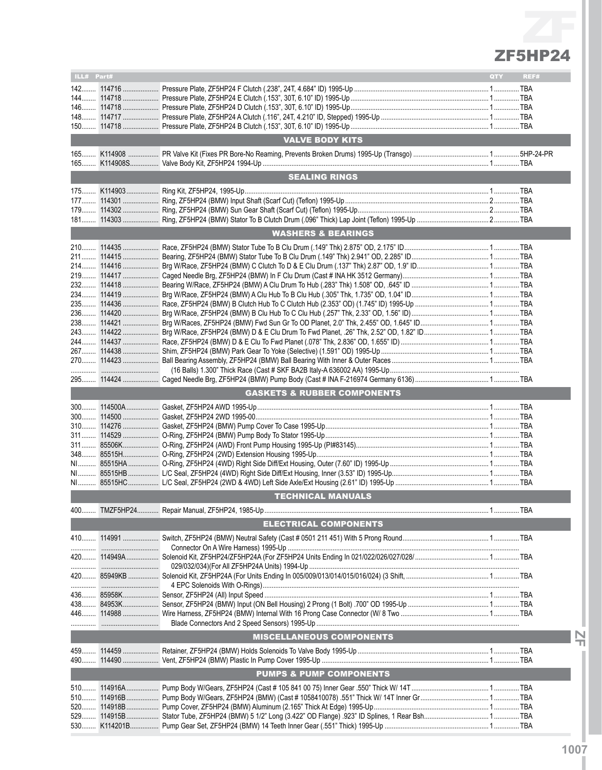# ZF5HP24

| ILL# | Part# | | QTY | REF# |
|---|---|---|---|---|
| 142 | 114716 | Pressure Plate, ZF5HP24 F Clutch (.238", 24T, 4.684" ID) 1995-Up | 1 | TBA |
| 144 | 114718 | Pressure Plate, ZF5HP24 E Clutch (.153", 30T, 6.10" ID) 1995-Up | 1 | TBA |
| 146 | 114718 | Pressure Plate, ZF5HP24 D Clutch (.153", 30T, 6.10" ID) 1995-Up | 1 | TBA |
| 148 | 114717 | Pressure Plate, ZF5HP24 A Clutch (.116", 24T, 4.210" ID, Stepped) 1995-Up | 1 | TBA |
| 150 | 114718 | Pressure Plate, ZF5HP24 B Clutch (.153", 30T, 6.10" ID) 1995-Up | 1 | TBA |
| | | **VALVE BODY KITS** | | |
| 165 | K114908 | PR Valve Kit (Fixes PR Bore-No Reaming, Prevents Broken Drums) 1995-Up (Transgo) | 1 | 5HP-24-PR |
| 165 | K114908S | Valve Body Kit, ZF5HP24 1994-Up | 1 | TBA |
| | | **SEALING RINGS** | | |
| 175 | K114903 | Ring Kit, ZF5HP24, 1995-Up | 1 | TBA |
| 177 | 114301 | Ring, ZF5HP24 (BMW) Input Shaft (Scarf Cut) (Teflon) 1995-Up | 2 | TBA |
| 179 | 114302 | Ring, ZF5HP24 (BMW) Sun Gear Shaft (Scarf Cut) (Teflon) 1995-Up | 2 | TBA |
| 181 | 114303 | Ring, ZF5HP24 (BMW) Stator To B Clutch Drum (.096" Thick) Lap Joint (Teflon) 1995-Up | 2 | TBA |
| | | **WASHERS & BEARINGS** | | |
| 210 | 114435 | Race, ZF5HP24 (BMW) Stator Tube To B Clu Drum (.149" Thk) 2.875" OD, 2.175" ID | 1 | TBA |
| 211 | 114415 | Bearing, ZF5HP24 (BMW) Stator Tube To B Clu Drum (.149" Thk) 2.941" OD, 2.285" ID | 1 | TBA |
| 214 | 114416 | Brg W/Race, ZF5HP24 (BMW) C Clutch To D & E Clu Drum (.137" Thk) 2.87" OD, 1.9" ID | 1 | TBA |
| 219 | 114417 | Caged Needle Brg, ZF5HP24 (BMW) In F Clu Drum (Cast # INA HK 3512 Germany) | 1 | TBA |
| 232 | 114418 | Bearing W/Race, ZF5HP24 (BMW) A Clu Drum To Hub (.283" Thk) 1.508" OD, .645" ID | 1 | TBA |
| 234 | 114419 | Brg W/Race, ZF5HP24 (BMW) A Clu Hub To B Clu Hub (.305" Thk, 1.735" OD, 1.04" ID | 1 | TBA |
| 235 | 114436 | Race, ZF5HP24 (BMW) B Clutch Hub To C Clutch Hub (2.353" OD) (1.745" ID) 1995-Up | 1 | TBA |
| 236 | 114420 | Brg W/Race, ZF5HP24 (BMW) B Clu Hub To C Clu Hub (.257" Thk, 2.33" OD, 1.56" ID) | 1 | TBA |
| 238 | 114421 | Brg W/Races, ZF5HP24 (BMW) Fwd Sun Gr To OD Planet, 2.0" Thk, 2.455" OD, 1.645" ID | 1 | TBA |
| 243 | 114422 | Brg W/Race, ZF5HP24 (BMW) D & E Clu Drum To Fwd Planet, .26" Thk, 2.52" OD, 1.82" ID | 1 | TBA |
| 244 | 114437 | Race, ZF5HP24 (BMW) D & E Clu To Fwd Planet (.078" Thk, 2.836" OD, 1.655" ID) | 1 | TBA |
| 267 | 114438 | Shim, ZF5HP24 (BMW) Park Gear To Yoke (Selective) (1.591" OD) 1995-Up | 1 | TBA |
| 270 | 114423 | Ball Bearing Assembly, ZF5HP24 (BMW) Ball Bearing With Inner & Outer Races (16 Balls) 1.300" Thick Race (Cast # SKF BA2B Italy-A 636002 AA) 1995-Up | 1 | TBA |
| 295 | 114424 | Caged Needle Brg, ZF5HP24 (BMW) Pump Body (Cast # INA F-216974 Germany 6136) | 1 | TBA |
| | | **GASKETS & RUBBER COMPONENTS** | | |
| 300 | 114500A | Gasket, ZF5HP24 AWD 1995-Up | 1 | TBA |
| 300 | 114500 | Gasket, ZF5HP24 2WD 1995-00 | 1 | TBA |
| 310 | 114276 | Gasket, ZF5HP24 (BMW) Pump Cover To Case 1995-Up | 1 | TBA |
| 311 | 114529 | O-Ring, ZF5HP24 (BMW) Pump Body To Stator 1995-Up | 1 | TBA |
| 311 | 85506K | O-Ring, ZF5HP24 (AWD) Front Pump Housing 1995-Up (PI#83145) | 1 | TBA |
| 348 | 85515H | O-Ring, ZF5HP24 (2WD) Extension Housing 1995-Up | 1 | TBA |
| NI | 85515HA | O-Ring, ZF5HP24 (4WD) Right Side Diff/Ext Housing, Outer (7.60" ID) 1995-Up | 1 | TBA |
| NI | 85515HB | L/C Seal, ZF5HP24 (4WD) Right Side Diff/Ext Housing, Inner (3.53" ID) 1995-Up | 1 | TBA |
| NI | 85515HC | L/C Seal, ZF5HP24 (2WD & 4WD) Left Side Axle/Ext Housing (2.61" ID) 1995-Up | 1 | TBA |
| | | **TECHNICAL MANUALS** | | |
| 400 | TMZF5HP24 | Repair Manual, ZF5HP24, 1985-Up | 1 | TBA |
| | | **ELECTRICAL COMPONENTS** | | |
| 410 | 114991 | Switch, ZF5HP24 (BMW) Neutral Safety (Cast # 0501 211 451) With 5 Prong Round Connector On A Wire Harness) 1995-Up | 1 | TBA |
| 420 | 114949A | Solenoid Kit, ZF5HP24/ZF5HP24A (For ZF5HP24 Units Ending In 021/022/026/027/028/ 029/032/034)(For All ZF5HP24A Units) 1994-Up | 1 | TBA |
| 420 | 85949KB | Solenoid Kit, ZF5HP24A (For Units Ending In 005/009/013/014/015/016/024) (3 Shift, 4 EPC Solenoids With O-Rings) | 1 | TBA |
| 436 | 85958K | Sensor, ZF5HP24 (All) Input Speed | 1 | TBA |
| 438 | 84953K | Sensor, ZF5HP24 (BMW) Input (ON Bell Housing) 2 Prong (1 Bolt) .700" OD 1995-Up | 1 | TBA |
| 446 | 114988 | Wire Harness, ZF5HP24 (BMW) Internal With 16 Prong Case Connector (W/ 8 Two Blade Connectors And 2 Speed Sensors) 1995-Up | 1 | TBA |
| | | **MISCELLANEOUS COMPONENTS** | | |
| 459 | 114459 | Retainer, ZF5HP24 (BMW) Holds Solenoids To Valve Body 1995-Up | 1 | TBA |
| 490 | 114490 | Vent, ZF5HP24 (BMW) Plastic In Pump Cover 1995-Up | 1 | TBA |
| | | **PUMPS & PUMP COMPONENTS** | | |
| 510 | 114916A | Pump Body W/Gears, ZF5HP24 (Cast # 105 841 00 75) Inner Gear .550" Thick W/ 14T | 1 | TBA |
| 510 | 114916B | Pump Body W/Gears, ZF5HP24 (BMW) (Cast # 1058410078) .551" Thick W/ 14T Inner Gr | 1 | TBA |
| 520 | 114918B | Pump Cover, ZF5HP24 (BMW) Aluminum (2.165" Thick At Edge) 1995-Up | 1 | TBA |
| 529 | 114915B | Stator Tube, ZF5HP24 (BMW) 5 1/2" Long (3.422" OD Flange) .923" ID Splines, 1 Rear Bsh | 1 | TBA |
| 530 | K114201B | Pump Gear Set, ZF5HP24 (BMW) 14 Teeth Inner Gear (.551" Thick) 1995-Up | 1 | TBA |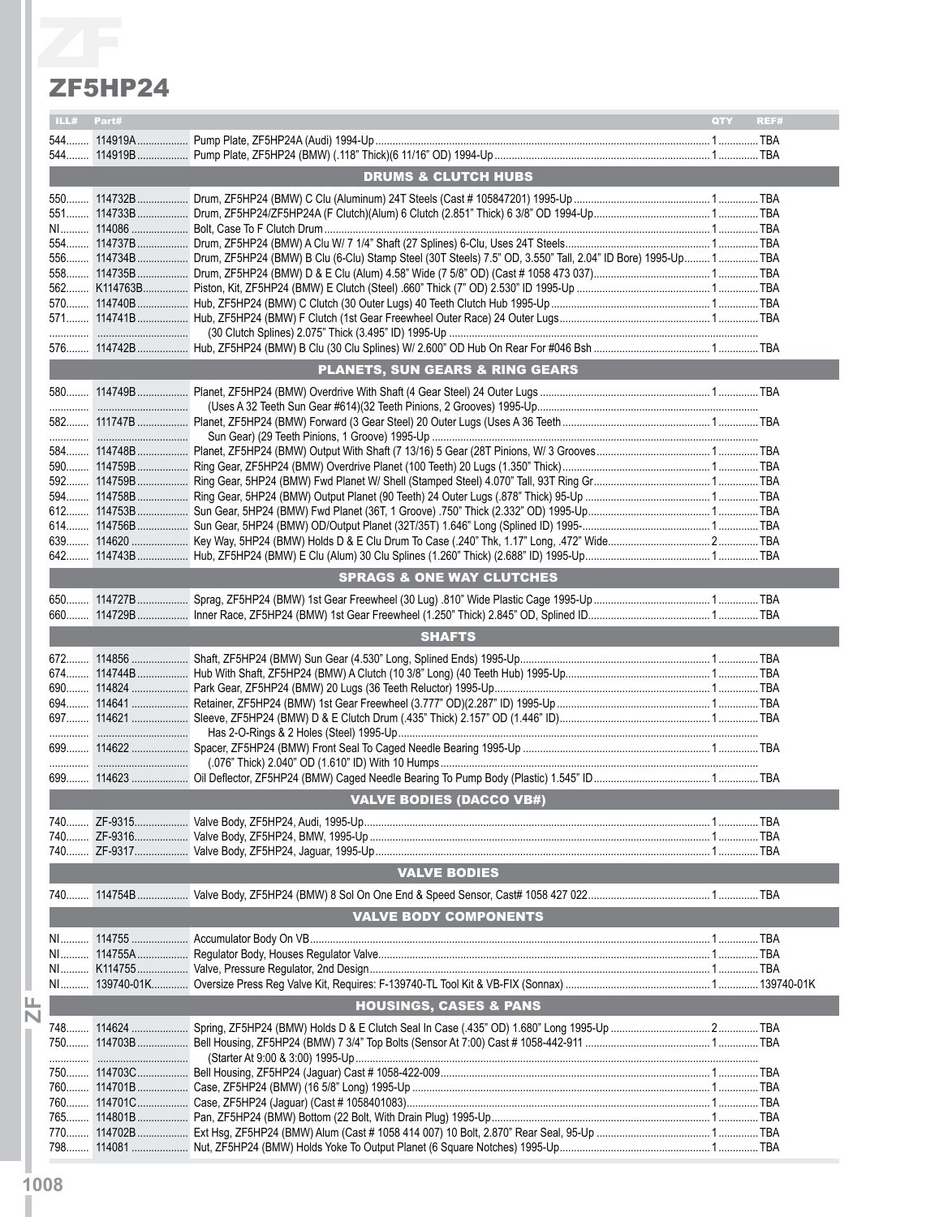# ZF5HP24

| ILL# | Part# | | QTY | REF# |
|---|---|---|---|---|
| 544 | 114919A | Pump Plate, ZF5HP24A (Audi) 1994-Up | 1 | TBA |
| 544 | 114919B | Pump Plate, ZF5HP24 (BMW) (.118" Thick)(6 11/16" OD) 1994-Up | 1 | TBA |
| | | **DRUMS & CLUTCH HUBS** | | |
| 550 | 114732B | Drum, ZF5HP24 (BMW) C Clu (Aluminum) 24T Steels (Cast # 105847201) 1995-Up | 1 | TBA |
| 551 | 114733B | Drum, ZF5HP24/ZF5HP24A (F Clutch)(Alum) 6 Clutch (2.851" Thick) 6 3/8" OD 1994-Up | 1 | TBA |
| NI | 114086 | Bolt, Case To F Clutch Drum | 1 | TBA |
| 554 | 114737B | Drum, ZF5HP24 (BMW) A Clu W/ 7 1/4" Shaft (27 Splines) 6-Clu, Uses 24T Steels | 1 | TBA |
| 556 | 114734B | Drum, ZF5HP24 (BMW) B Clu (6-Clu) Stamp Steel (30T Steels) 7.5" OD, 3.550" Tall, 2.04" ID Bore) 1995-Up | 1 | TBA |
| 558 | 114735B | Drum, ZF5HP24 (BMW) D & E Clu (Alum) 4.58" Wide (7 5/8" OD) (Cast # 1058 473 037) | 1 | TBA |
| 562 | K114763B | Piston, Kit, ZF5HP24 (BMW) E Clutch (Steel) .660" Thick (7" OD) 2.530" ID 1995-Up | 1 | TBA |
| 570 | 114740B | Hub, ZF5HP24 (BMW) C Clutch (30 Outer Lugs) 40 Teeth Clutch Hub 1995-Up | 1 | TBA |
| 571 | 114741B | Hub, ZF5HP24 (BMW) F Clutch (1st Gear Freewheel Outer Race) 24 Outer Lugs | 1 | TBA |
| | | (30 Clutch Splines) 2.075" Thick (3.495" ID) 1995-Up | | |
| 576 | 114742B | Hub, ZF5HP24 (BMW) B Clu (30 Clu Splines) W/ 2.600" OD Hub On Rear For #046 Bsh | 1 | TBA |
| | | **PLANETS, SUN GEARS & RING GEARS** | | |
| 580 | 114749B | Planet, ZF5HP24 (BMW) Overdrive With Shaft (4 Gear Steel) 24 Outer Lugs | 1 | TBA |
| | | (Uses A 32 Teeth Sun Gear #614)(32 Teeth Pinions, 2 Grooves) 1995-Up | | |
| 582 | 111747B | Planet, ZF5HP24 (BMW) Forward (3 Gear Steel) 20 Outer Lugs (Uses A 36 Teeth | 1 | TBA |
| | | Sun Gear) (29 Teeth Pinions, 1 Groove) 1995-Up | | |
| 584 | 114748B | Planet, ZF5HP24 (BMW) Output With Shaft (7 13/16) 5 Gear (28T Pinions, W/ 3 Grooves | 1 | TBA |
| 590 | 114759B | Ring Gear, ZF5HP24 (BMW) Overdrive Planet (100 Teeth) 20 Lugs (1.350" Thick) | 1 | TBA |
| 592 | 114759B | Ring Gear, 5HP24 (BMW) Fwd Planet W/ Shell (Stamped Steel) 4.070" Tall, 93T Ring Gr | 1 | TBA |
| 594 | 114758B | Ring Gear, 5HP24 (BMW) Output Planet (90 Teeth) 24 Outer Lugs (.878" Thick) 95-Up | 1 | TBA |
| 612 | 114753B | Sun Gear, 5HP24 (BMW) Fwd Planet (36T, 1 Groove) .750" Thick (2.332" OD) 1995-Up | 1 | TBA |
| 614 | 114756B | Sun Gear, 5HP24 (BMW) OD/Output Planet (32T/35T) 1.646" Long (Splined ID) 1995- | 1 | TBA |
| 639 | 114620 | Key Way, 5HP24 (BMW) Holds D & E Clu Drum To Case (.240" Thk, 1.17" Long, .472" Wide | 2 | TBA |
| 642 | 114743B | Hub, ZF5HP24 (BMW) E Clu (Alum) 30 Clu Splines (1.260" Thick) (2.688" ID) 1995-Up | 1 | TBA |
| | | **SPRAGS & ONE WAY CLUTCHES** | | |
| 650 | 114727B | Sprag, ZF5HP24 (BMW) 1st Gear Freewheel (30 Lug) .810" Wide Plastic Cage 1995-Up | 1 | TBA |
| 660 | 114729B | Inner Race, ZF5HP24 (BMW) 1st Gear Freewheel (1.250" Thick) 2.845" OD, Splined ID | 1 | TBA |
| | | **SHAFTS** | | |
| 672 | 114856 | Shaft, ZF5HP24 (BMW) Sun Gear (4.530" Long, Splined Ends) 1995-Up | 1 | TBA |
| 674 | 114744B | Hub With Shaft, ZF5HP24 (BMW) A Clutch (10 3/8" Long) (40 Teeth Hub) 1995-Up | 1 | TBA |
| 690 | 114824 | Park Gear, ZF5HP24 (BMW) 20 Lugs (36 Teeth Reluctor) 1995-Up | 1 | TBA |
| 694 | 114641 | Retainer, ZF5HP24 (BMW) 1st Gear Freewheel (3.777" OD)(2.287" ID) 1995-Up | 1 | TBA |
| 697 | 114621 | Sleeve, ZF5HP24 (BMW) D & E Clutch Drum (.435" Thick) 2.157" OD (1.446" ID) | 1 | TBA |
| | | Has 2-O-Rings & 2 Holes (Steel) 1995-Up | | |
| 699 | 114622 | Spacer, ZF5HP24 (BMW) Front Seal To Caged Needle Bearing 1995-Up | 1 | TBA |
| | | (.076" Thick) 2.040" OD (1.610" ID) With 10 Humps | | |
| 699 | 114623 | Oil Deflector, ZF5HP24 (BMW) Caged Needle Bearing To Pump Body (Plastic) 1.545" ID | 1 | TBA |
| | | **VALVE BODIES (DACCO VB#)** | | |
| 740 | ZF-9315 | Valve Body, ZF5HP24, Audi, 1995-Up | 1 | TBA |
| 740 | ZF-9316 | Valve Body, ZF5HP24, BMW, 1995-Up | 1 | TBA |
| 740 | ZF-9317 | Valve Body, ZF5HP24, Jaguar, 1995-Up | 1 | TBA |
| | | **VALVE BODIES** | | |
| 740 | 114754B | Valve Body, ZF5HP24 (BMW) 8 Sol On One End & Speed Sensor, Cast# 1058 427 022 | 1 | TBA |
| | | **VALVE BODY COMPONENTS** | | |
| NI | 114755 | Accumulator Body On VB | 1 | TBA |
| NI | 114755A | Regulator Body, Houses Regulator Valve | 1 | TBA |
| NI | K114755 | Valve, Pressure Regulator, 2nd Design | 1 | TBA |
| NI | 139740-01K | Oversize Press Reg Valve Kit, Requires: F-139740-TL Tool Kit & VB-FIX (Sonnax) | 1 | 139740-01K |
| | | **HOUSINGS, CASES & PANS** | | |
| 748 | 114624 | Spring, ZF5HP24 (BMW) Holds D & E Clutch Seal In Case (.435" OD) 1.680" Long 1995-Up | 2 | TBA |
| 750 | 114703B | Bell Housing, ZF5HP24 (BMW) 7 3/4" Top Bolts (Sensor At 7:00) Cast # 1058-442-911 | 1 | TBA |
| | | (Starter At 9:00 & 3:00) 1995-Up | | |
| 750 | 114703C | Bell Housing, ZF5HP24 (Jaguar) Cast # 1058-422-009 | 1 | TBA |
| 760 | 114701B | Case, ZF5HP24 (BMW) (16 5/8" Long) 1995-Up | 1 | TBA |
| 760 | 114701C | Case, ZF5HP24 (Jaguar) (Cast # 1058401083) | 1 | TBA |
| 765 | 114801B | Pan, ZF5HP24 (BMW) Bottom (22 Bolt, With Drain Plug) 1995-Up | 1 | TBA |
| 770 | 114702B | Ext Hsg, ZF5HP24 (BMW) Alum (Cast # 1058 414 007) 10 Bolt, 2.870" Rear Seal, 95-Up | 1 | TBA |
| 798 | 114081 | Nut, ZF5HP24 (BMW) Holds Yoke To Output Planet (6 Square Notches) 1995-Up | 1 | TBA |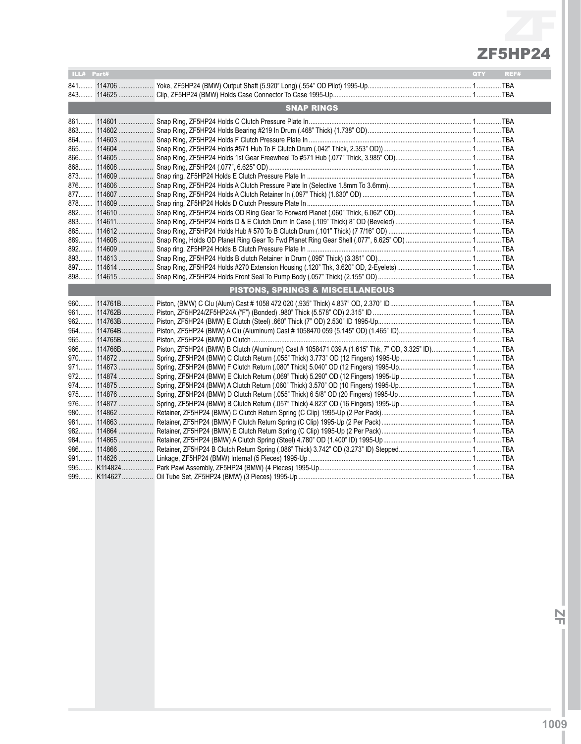# ZF5HP24

| ILL# | Part# | | QTY | REF# |
|---|---|---|---|---|
| 841 | 114706 | Yoke, ZF5HP24 (BMW) Output Shaft (5.920" Long) (.554" OD Pilot) 1995-Up | 1 | TBA |
| 843 | 114625 | Clip, ZF5HP24 (BMW) Holds Case Connector To Case 1995-Up | 1 | TBA |
| | | **SNAP RINGS** | | |
| 861 | 114601 | Snap Ring, ZF5HP24 Holds C Clutch Pressure Plate In | 1 | TBA |
| 863 | 114602 | Snap Ring, ZF5HP24 Holds Bearing #219 In Drum (.468" Thick) (1.738" OD) | 1 | TBA |
| 864 | 114603 | Snap Ring, ZF5HP24 Holds F Clutch Pressure Plate In | 1 | TBA |
| 865 | 114604 | Snap Ring, ZF5HP24 Holds #571 Hub To F Clutch Drum (.042" Thick, 2.353" OD)) | 1 | TBA |
| 866 | 114605 | Snap Ring, ZF5HP24 Holds 1st Gear Freewheel To #571 Hub (.077" Thick, 3.985" OD) | 1 | TBA |
| 868 | 114608 | Snap Ring, ZF5HP24 (.077", 6.625" OD) | 1 | TBA |
| 873 | 114609 | Snap ring, ZF5HP24 Holds E Clutch Pressure Plate In | 1 | TBA |
| 876 | 114606 | Snap Ring, ZF5HP24 Holds A Clutch Pressure Plate In (Selective 1.8mm To 3.6mm) | 1 | TBA |
| 877 | 114607 | Snap Ring, ZF5HP24 Holds A Clutch Retainer In (.097" Thick) (1.630" OD) | 1 | TBA |
| 878 | 114609 | Snap ring, ZF5HP24 Holds D Clutch Pressure Plate In | 1 | TBA |
| 882 | 114610 | Snap Ring, ZF5HP24 Holds OD Ring Gear To Forward Planet (.060" Thick, 6.062" OD) | 1 | TBA |
| 883 | 114611 | Snap Ring, ZF5HP24 Holds D & E Clutch Drum In Case (.109" Thick) 8" OD (Beveled) | 1 | TBA |
| 885 | 114612 | Snap Ring, ZF5HP24 Holds Hub # 570 To B Clutch Drum (.101" Thick) (7 7/16" OD) | 1 | TBA |
| 889 | 114608 | Snap Ring, Holds OD Planet Ring Gear To Fwd Planet Ring Gear Shell (.077", 6.625" OD) | 1 | TBA |
| 892 | 114609 | Snap ring, ZF5HP24 Holds B Clutch Pressure Plate In | 1 | TBA |
| 893 | 114613 | Snap Ring, ZF5HP24 Holds B clutch Retainer In Drum (.095" Thick) (3.381" OD) | 1 | TBA |
| 897 | 114614 | Snap Ring, ZF5HP24 Holds #270 Extension Housing (.120" Thk, 3.620" OD, 2-Eyelets) | 1 | TBA |
| 898 | 114615 | Snap Ring, ZF5HP24 Holds Front Seal To Pump Body (.057" Thick) (2.155" OD) | 1 | TBA |
| | | **PISTONS, SPRINGS & MISCELLANEOUS** | | |
| 960 | 114761B | Piston, (BMW) C Clu (Alum) Cast # 1058 472 020 (.935" Thick) 4.837" OD, 2.370" ID | 1 | TBA |
| 961 | 114762B | Piston, ZF5HP24/ZF5HP24A ("F") (Bonded) .980" Thick (5.578" OD) 2.315" ID | 1 | TBA |
| 962 | 114763B | Piston, ZF5HP24 (BMW) E Clutch (Steel) .660" Thick (7" OD) 2.530" ID 1995-Up | 1 | TBA |
| 964 | 114764B | Piston, ZF5HP24 (BMW) A Clu (Aluminum) Cast # 1058470 059 (5.145" OD) (1.465" ID) | 1 | TBA |
| 965 | 114765B | Piston, ZF5HP24 (BMW) D Clutch | 1 | TBA |
| 966 | 114766B | Piston, ZF5HP24 (BMW) B Clutch (Aluminum) Cast # 1058471 039 A (1.615" Thk, 7" OD, 3.325" ID) | 1 | TBA |
| 970 | 114872 | Spring, ZF5HP24 (BMW) C Clutch Return (.055" Thick) 3.773" OD (12 Fingers) 1995-Up | 1 | TBA |
| 971 | 114873 | Spring, ZF5HP24 (BMW) F Clutch Return (.080" Thick) 5.040" OD (12 Fingers) 1995-Up | 1 | TBA |
| 972 | 114874 | Spring, ZF5HP24 (BMW) E Clutch Return (.069" Thick) 5.290" OD (12 Fingers) 1995-Up | 1 | TBA |
| 974 | 114875 | Spring, ZF5HP24 (BMW) A Clutch Return (.060" Thick) 3.570" OD (10 Fingers) 1995-Up | 1 | TBA |
| 975 | 114876 | Spring, ZF5HP24 (BMW) D Clutch Return (.055" Thick) 6 5/8" OD (20 Fingers) 1995-Up | 1 | TBA |
| 976 | 114877 | Spring, ZF5HP24 (BMW) B Clutch Return (.057" Thick) 4.823" OD (16 Fingers) 1995-Up | 1 | TBA |
| 980 | 114862 | Retainer, ZF5HP24 (BMW) C Clutch Return Spring (C Clip) 1995-Up (2 Per Pack) | 1 | TBA |
| 981 | 114863 | Retainer, ZF5HP24 (BMW) F Clutch Return Spring (C Clip) 1995-Up (2 Per Pack) | 1 | TBA |
| 982 | 114864 | Retainer, ZF5HP24 (BMW) E Clutch Return Spring (C Clip) 1995-Up (2 Per Pack) | 1 | TBA |
| 984 | 114865 | Retainer, ZF5HP24 (BMW) A Clutch Spring (Steel) 4.780" OD (1.400" ID) 1995-Up | 1 | TBA |
| 986 | 114866 | Retainer, ZF5HP24 B Clutch Return Spring (.086" Thick) 3.742" OD (3.273" ID) Stepped | 1 | TBA |
| 991 | 114626 | Linkage, ZF5HP24 (BMW) Internal (5 Pieces) 1995-Up | 1 | TBA |
| 995 | K114824 | Park Pawl Assembly, ZF5HP24 (BMW) (4 Pieces) 1995-Up | 1 | TBA |
| 999 | K114627 | Oil Tube Set, ZF5HP24 (BMW) (3 Pieces) 1995-Up | 1 | TBA |